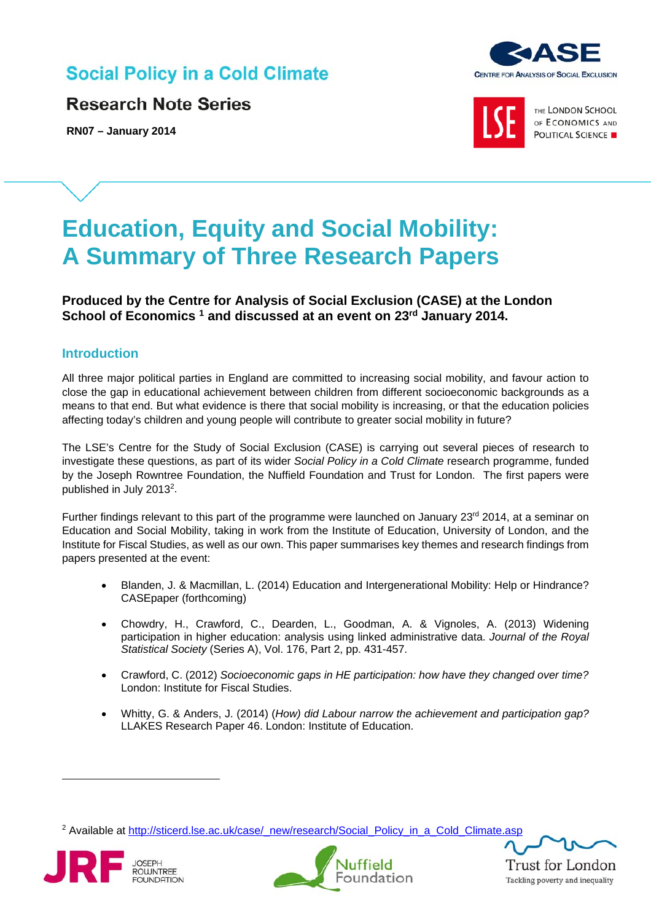Social Policy in a Cold Climate

Research Note Series

**RN07 – January 2014**

# Education, Equity and Social Mobility: A Summary of Three Research Papers

**Produced by the Centre for Analysis of Social Exclusion (CASE) at the London School of Economics [1] and discussed at an event on 23rd January 2014.**

## Introduction

All three major political parties in England are committed to increasing social mobility, and favour action to close the gap in educational achievement between children from different socioeconomic backgrounds as a means to that end. But what evidence is there that social mobility is increasing, or that the education policies affecting today's children and young people will contribute to greater social mobility in future?

The LSE's Centre for the Study of Social Exclusion (CASE) is carrying out several pieces of research to investigate these questions, as part of its wider *Social Policy in a Cold Climate* research programme, funded by the Joseph Rowntree Foundation, the Nuffield Foundation and Trust for London. The first papers were published in July 2013[2].

Further findings relevant to this part of the programme were launched on January 23rd 2014, at a seminar on Education and Social Mobility, taking in work from the Institute of Education, University of London, and the Institute for Fiscal Studies, as well as our own. This paper summarises key themes and research findings from papers presented at the event:

- Blanden, J. & Macmillan, L. (2014) Education and Intergenerational Mobility: Help or Hindrance? CASEpaper (forthcoming)
- Chowdry, H., Crawford, C., Dearden, L., Goodman, A. & Vignoles, A. (2013) Widening participation in higher education: analysis using linked administrative data. *Journal of the Royal Statistical Society* (Series A), Vol. 176, Part 2, pp. 431-457.
- Crawford, C. (2012) *Socioeconomic gaps in HE participation: how have they changed over time?* London: Institute for Fiscal Studies.
- Whitty, G. & Anders, J. (2014) (*How) did Labour narrow the achievement and participation gap?* LLAKES Research Paper 46. London: Institute of Education.

[2] Available at http://sticerd.lse.ac.uk/case/_new/research/Social_Policy_in_a_Cold_Climate.asp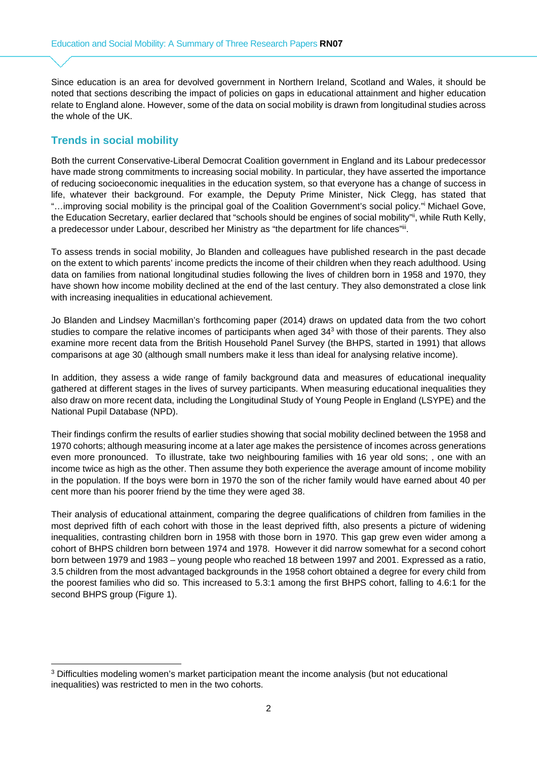Since education is an area for devolved government in Northern Ireland, Scotland and Wales, it should be noted that sections describing the impact of policies on gaps in educational attainment and higher education relate to England alone. However, some of the data on social mobility is drawn from longitudinal studies across the whole of the UK.

## Trends in social mobility

Both the current Conservative-Liberal Democrat Coalition government in England and its Labour predecessor have made strong commitments to increasing social mobility. In particular, they have asserted the importance of reducing socioeconomic inequalities in the education system, so that everyone has a change of success in life, whatever their background. For example, the Deputy Prime Minister, Nick Clegg, has stated that "…improving social mobility is the principal goal of the Coalition Government's social policy."[i] Michael Gove, the Education Secretary, earlier declared that "schools should be engines of social mobility"[ii], while Ruth Kelly, a predecessor under Labour, described her Ministry as "the department for life chances"[iii].

To assess trends in social mobility, Jo Blanden and colleagues have published research in the past decade on the extent to which parents' income predicts the income of their children when they reach adulthood. Using data on families from national longitudinal studies following the lives of children born in 1958 and 1970, they have shown how income mobility declined at the end of the last century. They also demonstrated a close link with increasing inequalities in educational achievement.

Jo Blanden and Lindsey Macmillan's forthcoming paper (2014) draws on updated data from the two cohort studies to compare the relative incomes of participants when aged 34[3] with those of their parents. They also examine more recent data from the British Household Panel Survey (the BHPS, started in 1991) that allows comparisons at age 30 (although small numbers make it less than ideal for analysing relative income).

In addition, they assess a wide range of family background data and measures of educational inequality gathered at different stages in the lives of survey participants. When measuring educational inequalities they also draw on more recent data, including the Longitudinal Study of Young People in England (LSYPE) and the National Pupil Database (NPD).

Their findings confirm the results of earlier studies showing that social mobility declined between the 1958 and 1970 cohorts; although measuring income at a later age makes the persistence of incomes across generations even more pronounced. To illustrate, take two neighbouring families with 16 year old sons; , one with an income twice as high as the other. Then assume they both experience the average amount of income mobility in the population. If the boys were born in 1970 the son of the richer family would have earned about 40 per cent more than his poorer friend by the time they were aged 38.

Their analysis of educational attainment, comparing the degree qualifications of children from families in the most deprived fifth of each cohort with those in the least deprived fifth, also presents a picture of widening inequalities, contrasting children born in 1958 with those born in 1970. This gap grew even wider among a cohort of BHPS children born between 1974 and 1978. However it did narrow somewhat for a second cohort born between 1979 and 1983 – young people who reached 18 between 1997 and 2001. Expressed as a ratio, 3.5 children from the most advantaged backgrounds in the 1958 cohort obtained a degree for every child from the poorest families who did so. This increased to 5.3:1 among the first BHPS cohort, falling to 4.6:1 for the second BHPS group (Figure 1).

---

[3] Difficulties modeling women's market participation meant the income analysis (but not educational inequalities) was restricted to men in the two cohorts.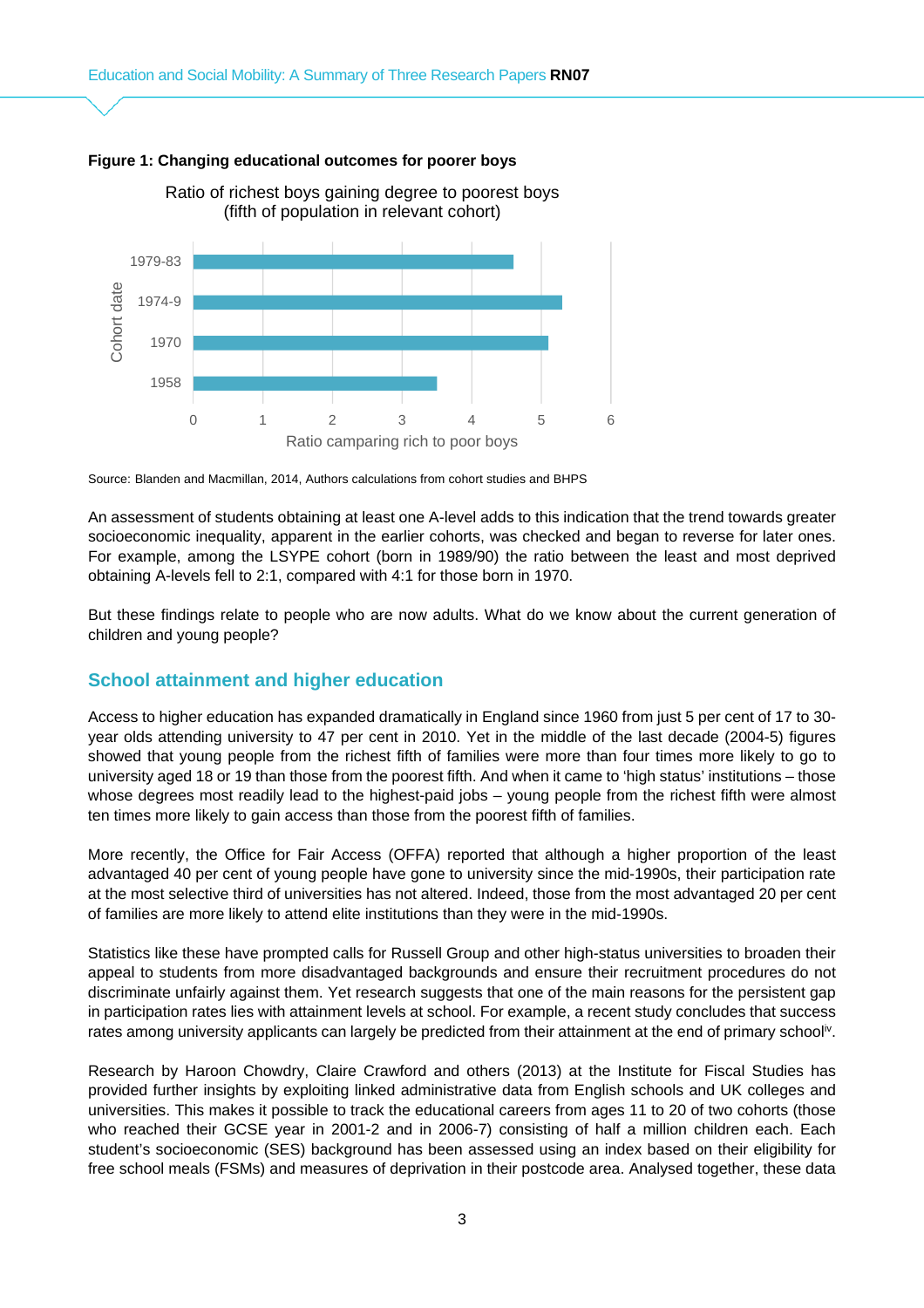**Figure 1: Changing educational outcomes for poorer boys**

Ratio of richest boys gaining degree to poorest boys
(fifth of population in relevant cohort)

Cohort date

1979-83

1974-9

1970

1958

0 1 2 3 4 5 6

Ratio camparing rich to poor boys

Source: Blanden and Macmillan, 2014, Authors calculations from cohort studies and BHPS

An assessment of students obtaining at least one A-level adds to this indication that the trend towards greater socioeconomic inequality, apparent in the earlier cohorts, was checked and began to reverse for later ones. For example, among the LSYPE cohort (born in 1989/90) the ratio between the least and most deprived obtaining A-levels fell to 2:1, compared with 4:1 for those born in 1970.

But these findings relate to people who are now adults. What do we know about the current generation of children and young people?

## School attainment and higher education

Access to higher education has expanded dramatically in England since 1960 from just 5 per cent of 17 to 30-year olds attending university to 47 per cent in 2010. Yet in the middle of the last decade (2004-5) figures showed that young people from the richest fifth of families were more than four times more likely to go to university aged 18 or 19 than those from the poorest fifth. And when it came to 'high status' institutions – those whose degrees most readily lead to the highest-paid jobs – young people from the richest fifth were almost ten times more likely to gain access than those from the poorest fifth of families.

More recently, the Office for Fair Access (OFFA) reported that although a higher proportion of the least advantaged 40 per cent of young people have gone to university since the mid-1990s, their participation rate at the most selective third of universities has not altered. Indeed, those from the most advantaged 20 per cent of families are more likely to attend elite institutions than they were in the mid-1990s.

Statistics like these have prompted calls for Russell Group and other high-status universities to broaden their appeal to students from more disadvantaged backgrounds and ensure their recruitment procedures do not discriminate unfairly against them. Yet research suggests that one of the main reasons for the persistent gap in participation rates lies with attainment levels at school. For example, a recent study concludes that success rates among university applicants can largely be predicted from their attainment at the end of primary school[iv].

Research by Haroon Chowdry, Claire Crawford and others (2013) at the Institute for Fiscal Studies has provided further insights by exploiting linked administrative data from English schools and UK colleges and universities. This makes it possible to track the educational careers from ages 11 to 20 of two cohorts (those who reached their GCSE year in 2001-2 and in 2006-7) consisting of half a million children each. Each student's socioeconomic (SES) background has been assessed using an index based on their eligibility for free school meals (FSMs) and measures of deprivation in their postcode area. Analysed together, these data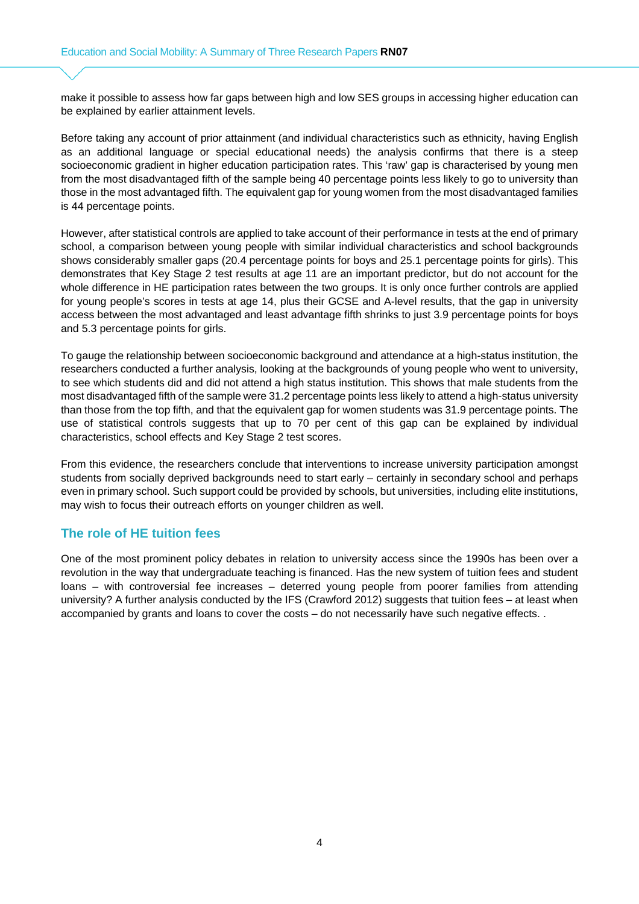make it possible to assess how far gaps between high and low SES groups in accessing higher education can be explained by earlier attainment levels.

Before taking any account of prior attainment (and individual characteristics such as ethnicity, having English as an additional language or special educational needs) the analysis confirms that there is a steep socioeconomic gradient in higher education participation rates. This 'raw' gap is characterised by young men from the most disadvantaged fifth of the sample being 40 percentage points less likely to go to university than those in the most advantaged fifth. The equivalent gap for young women from the most disadvantaged families is 44 percentage points.

However, after statistical controls are applied to take account of their performance in tests at the end of primary school, a comparison between young people with similar individual characteristics and school backgrounds shows considerably smaller gaps (20.4 percentage points for boys and 25.1 percentage points for girls). This demonstrates that Key Stage 2 test results at age 11 are an important predictor, but do not account for the whole difference in HE participation rates between the two groups. It is only once further controls are applied for young people's scores in tests at age 14, plus their GCSE and A-level results, that the gap in university access between the most advantaged and least advantage fifth shrinks to just 3.9 percentage points for boys and 5.3 percentage points for girls.

To gauge the relationship between socioeconomic background and attendance at a high-status institution, the researchers conducted a further analysis, looking at the backgrounds of young people who went to university, to see which students did and did not attend a high status institution. This shows that male students from the most disadvantaged fifth of the sample were 31.2 percentage points less likely to attend a high-status university than those from the top fifth, and that the equivalent gap for women students was 31.9 percentage points. The use of statistical controls suggests that up to 70 per cent of this gap can be explained by individual characteristics, school effects and Key Stage 2 test scores.

From this evidence, the researchers conclude that interventions to increase university participation amongst students from socially deprived backgrounds need to start early – certainly in secondary school and perhaps even in primary school. Such support could be provided by schools, but universities, including elite institutions, may wish to focus their outreach efforts on younger children as well.

## The role of HE tuition fees

One of the most prominent policy debates in relation to university access since the 1990s has been over a revolution in the way that undergraduate teaching is financed. Has the new system of tuition fees and student loans – with controversial fee increases – deterred young people from poorer families from attending university? A further analysis conducted by the IFS (Crawford 2012) suggests that tuition fees – at least when accompanied by grants and loans to cover the costs – do not necessarily have such negative effects. .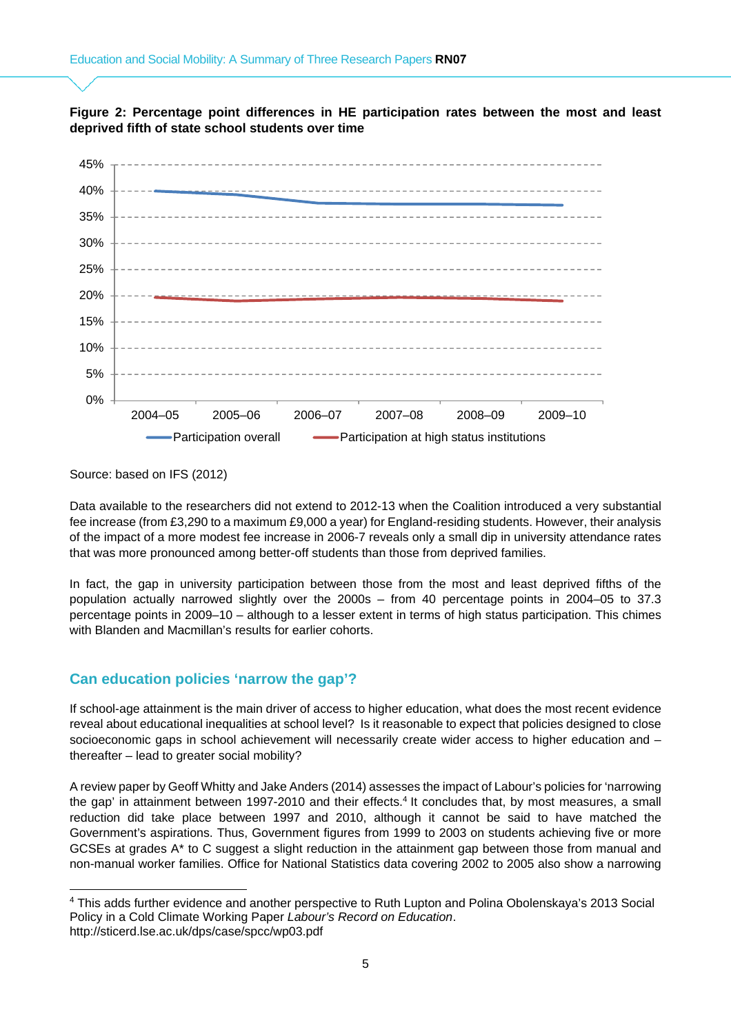**Figure 2: Percentage point differences in HE participation rates between the most and least deprived fifth of state school students over time**

45%
40%
35%
30%
25%
20%
15%
10%
5%
0%

2004–05
2005–06
2006–07
2007–08
2008–09
2009–10

Participation overall
Participation at high status institutions

Source: based on IFS (2012)

Data available to the researchers did not extend to 2012-13 when the Coalition introduced a very substantial fee increase (from £3,290 to a maximum £9,000 a year) for England-residing students. However, their analysis of the impact of a more modest fee increase in 2006-7 reveals only a small dip in university attendance rates that was more pronounced among better-off students than those from deprived families.

In fact, the gap in university participation between those from the most and least deprived fifths of the population actually narrowed slightly over the 2000s – from 40 percentage points in 2004–05 to 37.3 percentage points in 2009–10 – although to a lesser extent in terms of high status participation. This chimes with Blanden and Macmillan's results for earlier cohorts.

## Can education policies 'narrow the gap'?

If school-age attainment is the main driver of access to higher education, what does the most recent evidence reveal about educational inequalities at school level? Is it reasonable to expect that policies designed to close socioeconomic gaps in school achievement will necessarily create wider access to higher education and – thereafter – lead to greater social mobility?

A review paper by Geoff Whitty and Jake Anders (2014) assesses the impact of Labour's policies for 'narrowing the gap' in attainment between 1997-2010 and their effects.[4] It concludes that, by most measures, a small reduction did take place between 1997 and 2010, although it cannot be said to have matched the Government's aspirations. Thus, Government figures from 1999 to 2003 on students achieving five or more GCSEs at grades A* to C suggest a slight reduction in the attainment gap between those from manual and non-manual worker families. Office for National Statistics data covering 2002 to 2005 also show a narrowing

[4] This adds further evidence and another perspective to Ruth Lupton and Polina Obolenskaya's 2013 Social Policy in a Cold Climate Working Paper *Labour's Record on Education*. http://sticerd.lse.ac.uk/dps/case/spcc/wp03.pdf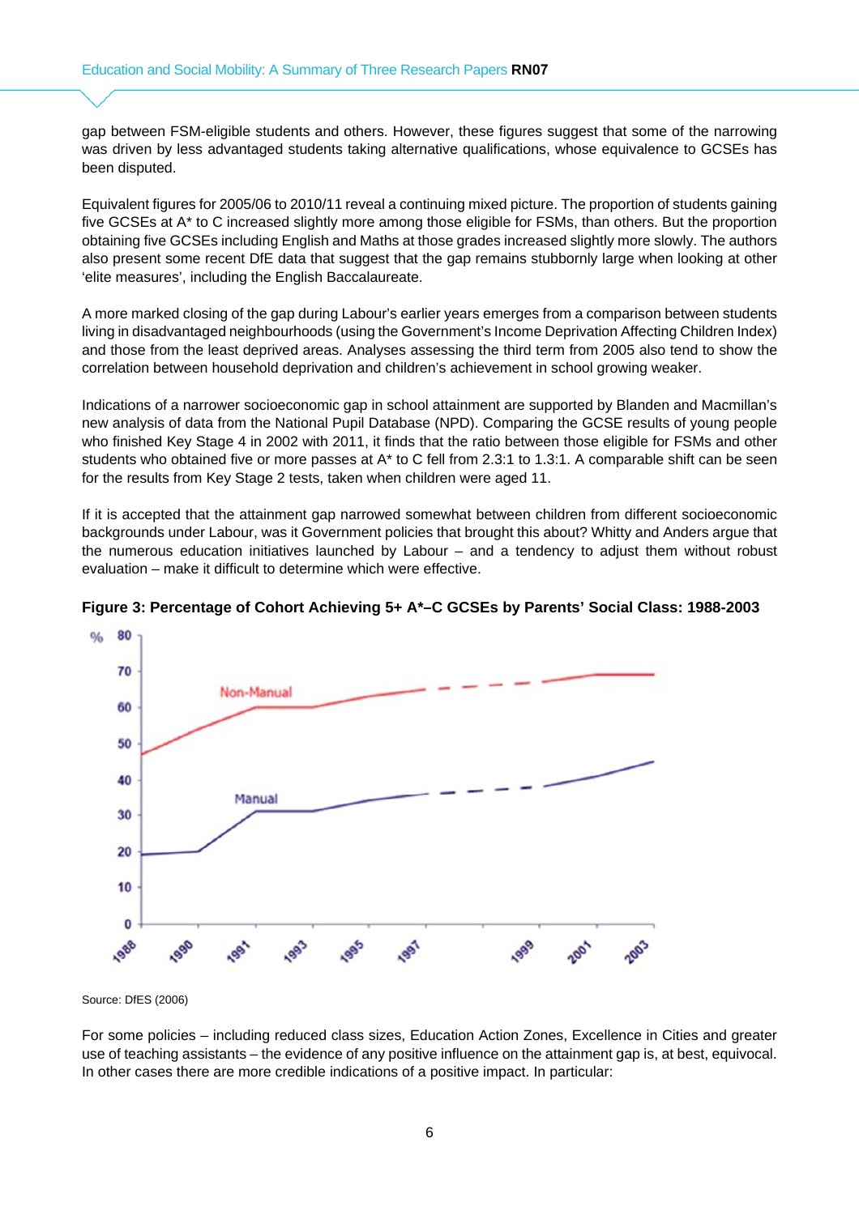gap between FSM-eligible students and others. However, these figures suggest that some of the narrowing was driven by less advantaged students taking alternative qualifications, whose equivalence to GCSEs has been disputed.

Equivalent figures for 2005/06 to 2010/11 reveal a continuing mixed picture. The proportion of students gaining five GCSEs at A* to C increased slightly more among those eligible for FSMs, than others. But the proportion obtaining five GCSEs including English and Maths at those grades increased slightly more slowly. The authors also present some recent DfE data that suggest that the gap remains stubbornly large when looking at other 'elite measures', including the English Baccalaureate.

A more marked closing of the gap during Labour's earlier years emerges from a comparison between students living in disadvantaged neighbourhoods (using the Government's Income Deprivation Affecting Children Index) and those from the least deprived areas. Analyses assessing the third term from 2005 also tend to show the correlation between household deprivation and children's achievement in school growing weaker.

Indications of a narrower socioeconomic gap in school attainment are supported by Blanden and Macmillan's new analysis of data from the National Pupil Database (NPD). Comparing the GCSE results of young people who finished Key Stage 4 in 2002 with 2011, it finds that the ratio between those eligible for FSMs and other students who obtained five or more passes at A* to C fell from 2.3:1 to 1.3:1. A comparable shift can be seen for the results from Key Stage 2 tests, taken when children were aged 11.

If it is accepted that the attainment gap narrowed somewhat between children from different socioeconomic backgrounds under Labour, was it Government policies that brought this about? Whitty and Anders argue that the numerous education initiatives launched by Labour – and a tendency to adjust them without robust evaluation – make it difficult to determine which were effective.

**Figure 3: Percentage of Cohort Achieving 5+ A*–C GCSEs by Parents' Social Class: 1988-2003**

%
80
70
60
50
40
30
20
10
0

Non-Manual

Manual

1988
1990
1991
1993
1995
1997
1999
2001
2003

Source: DfES (2006)

For some policies – including reduced class sizes, Education Action Zones, Excellence in Cities and greater use of teaching assistants – the evidence of any positive influence on the attainment gap is, at best, equivocal. In other cases there are more credible indications of a positive impact. In particular: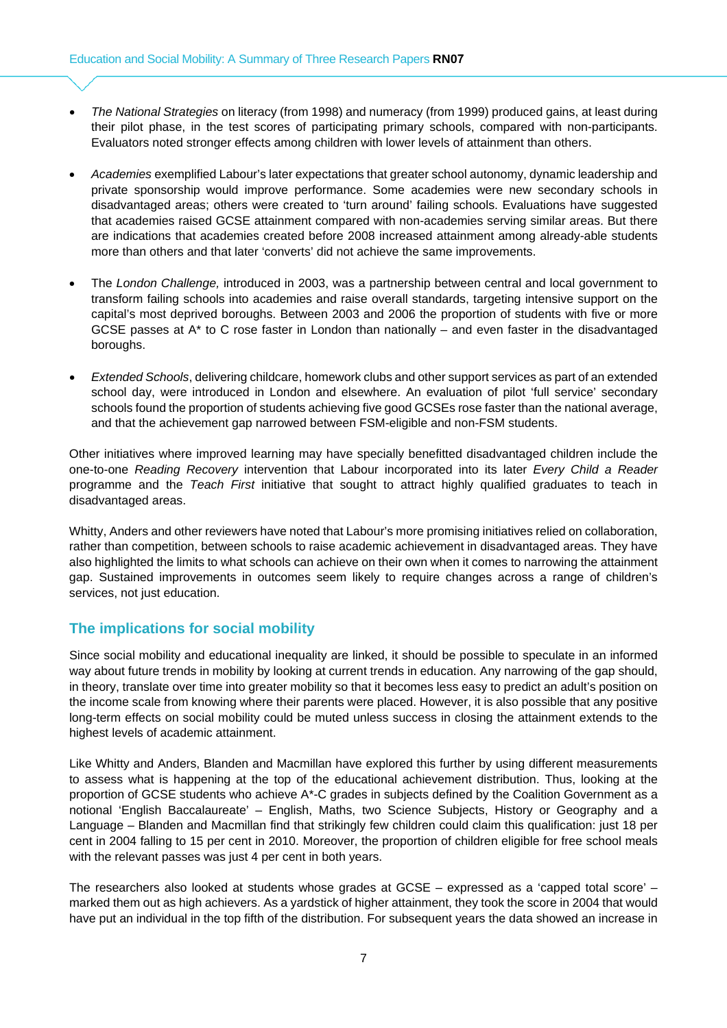- *The National Strategies* on literacy (from 1998) and numeracy (from 1999) produced gains, at least during their pilot phase, in the test scores of participating primary schools, compared with non-participants. Evaluators noted stronger effects among children with lower levels of attainment than others.

- *Academies* exemplified Labour's later expectations that greater school autonomy, dynamic leadership and private sponsorship would improve performance. Some academies were new secondary schools in disadvantaged areas; others were created to 'turn around' failing schools. Evaluations have suggested that academies raised GCSE attainment compared with non-academies serving similar areas. But there are indications that academies created before 2008 increased attainment among already-able students more than others and that later 'converts' did not achieve the same improvements.

- The *London Challenge,* introduced in 2003, was a partnership between central and local government to transform failing schools into academies and raise overall standards, targeting intensive support on the capital's most deprived boroughs. Between 2003 and 2006 the proportion of students with five or more GCSE passes at A* to C rose faster in London than nationally – and even faster in the disadvantaged boroughs.

- *Extended Schools*, delivering childcare, homework clubs and other support services as part of an extended school day, were introduced in London and elsewhere. An evaluation of pilot 'full service' secondary schools found the proportion of students achieving five good GCSEs rose faster than the national average, and that the achievement gap narrowed between FSM-eligible and non-FSM students.

Other initiatives where improved learning may have specially benefitted disadvantaged children include the one-to-one *Reading Recovery* intervention that Labour incorporated into its later *Every Child a Reader* programme and the *Teach First* initiative that sought to attract highly qualified graduates to teach in disadvantaged areas.

Whitty, Anders and other reviewers have noted that Labour's more promising initiatives relied on collaboration, rather than competition, between schools to raise academic achievement in disadvantaged areas. They have also highlighted the limits to what schools can achieve on their own when it comes to narrowing the attainment gap. Sustained improvements in outcomes seem likely to require changes across a range of children's services, not just education.

## The implications for social mobility

Since social mobility and educational inequality are linked, it should be possible to speculate in an informed way about future trends in mobility by looking at current trends in education. Any narrowing of the gap should, in theory, translate over time into greater mobility so that it becomes less easy to predict an adult's position on the income scale from knowing where their parents were placed. However, it is also possible that any positive long-term effects on social mobility could be muted unless success in closing the attainment extends to the highest levels of academic attainment.

Like Whitty and Anders, Blanden and Macmillan have explored this further by using different measurements to assess what is happening at the top of the educational achievement distribution. Thus, looking at the proportion of GCSE students who achieve A*-C grades in subjects defined by the Coalition Government as a notional 'English Baccalaureate' – English, Maths, two Science Subjects, History or Geography and a Language – Blanden and Macmillan find that strikingly few children could claim this qualification: just 18 per cent in 2004 falling to 15 per cent in 2010. Moreover, the proportion of children eligible for free school meals with the relevant passes was just 4 per cent in both years.

The researchers also looked at students whose grades at GCSE – expressed as a 'capped total score' – marked them out as high achievers. As a yardstick of higher attainment, they took the score in 2004 that would have put an individual in the top fifth of the distribution. For subsequent years the data showed an increase in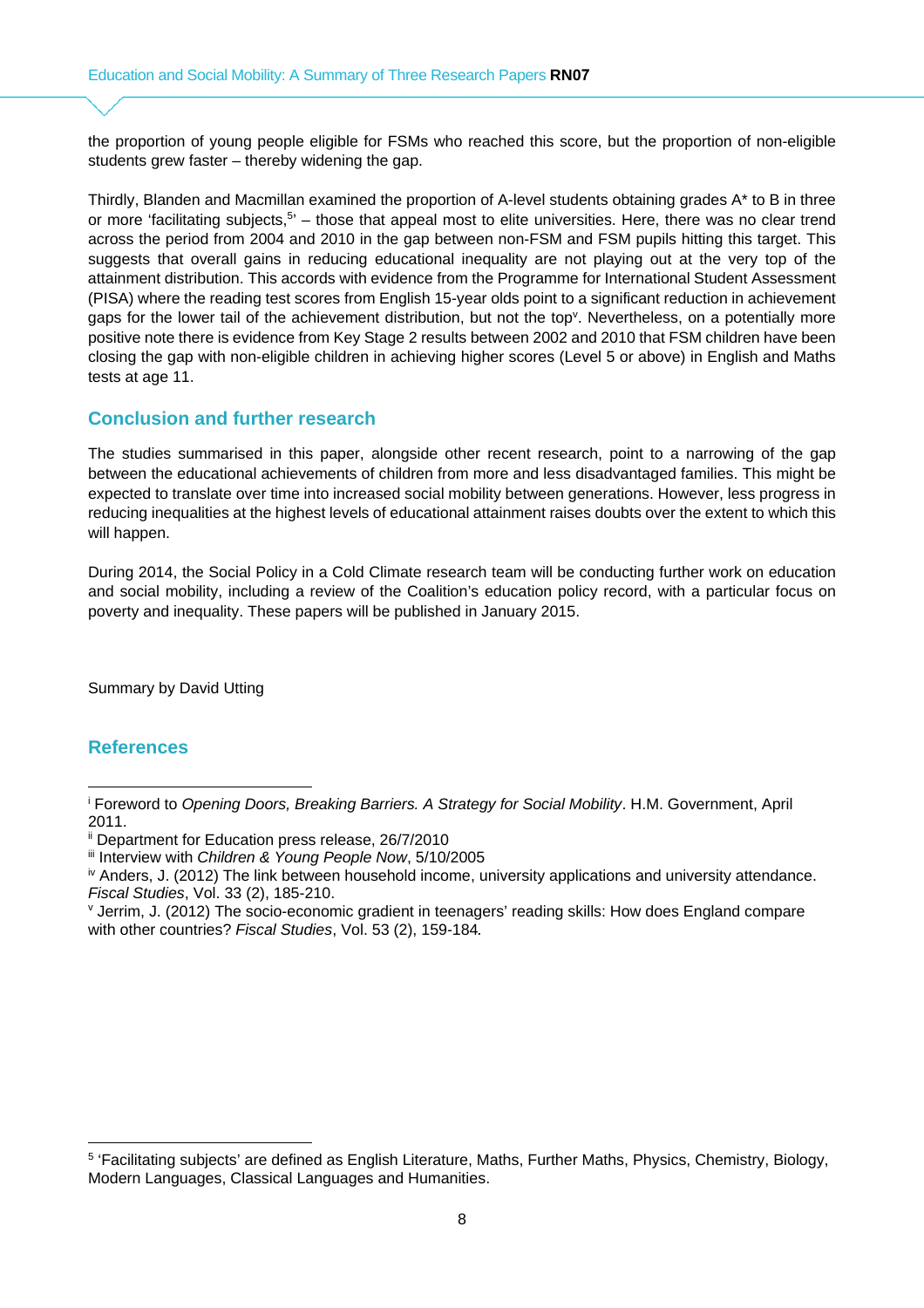the proportion of young people eligible for FSMs who reached this score, but the proportion of non-eligible students grew faster – thereby widening the gap.

Thirdly, Blanden and Macmillan examined the proportion of A-level students obtaining grades A* to B in three or more 'facilitating subjects,[5]' – those that appeal most to elite universities. Here, there was no clear trend across the period from 2004 and 2010 in the gap between non-FSM and FSM pupils hitting this target. This suggests that overall gains in reducing educational inequality are not playing out at the very top of the attainment distribution. This accords with evidence from the Programme for International Student Assessment (PISA) where the reading test scores from English 15-year olds point to a significant reduction in achievement gaps for the lower tail of the achievement distribution, but not the top[v]. Nevertheless, on a potentially more positive note there is evidence from Key Stage 2 results between 2002 and 2010 that FSM children have been closing the gap with non-eligible children in achieving higher scores (Level 5 or above) in English and Maths tests at age 11.

## Conclusion and further research

The studies summarised in this paper, alongside other recent research, point to a narrowing of the gap between the educational achievements of children from more and less disadvantaged families. This might be expected to translate over time into increased social mobility between generations. However, less progress in reducing inequalities at the highest levels of educational attainment raises doubts over the extent to which this will happen.

During 2014, the Social Policy in a Cold Climate research team will be conducting further work on education and social mobility, including a review of the Coalition's education policy record, with a particular focus on poverty and inequality. These papers will be published in January 2015.

Summary by David Utting

## References

[i] Foreword to *Opening Doors, Breaking Barriers. A Strategy for Social Mobility*. H.M. Government, April 2011.
[ii] Department for Education press release, 26/7/2010
[iii] Interview with *Children & Young People Now*, 5/10/2005
[iv] Anders, J. (2012) The link between household income, university applications and university attendance. *Fiscal Studies*, Vol. 33 (2), 185-210.
[v] Jerrim, J. (2012) The socio-economic gradient in teenagers' reading skills: How does England compare with other countries? *Fiscal Studies*, Vol. 53 (2), 159-184*.*

[5] 'Facilitating subjects' are defined as English Literature, Maths, Further Maths, Physics, Chemistry, Biology, Modern Languages, Classical Languages and Humanities.